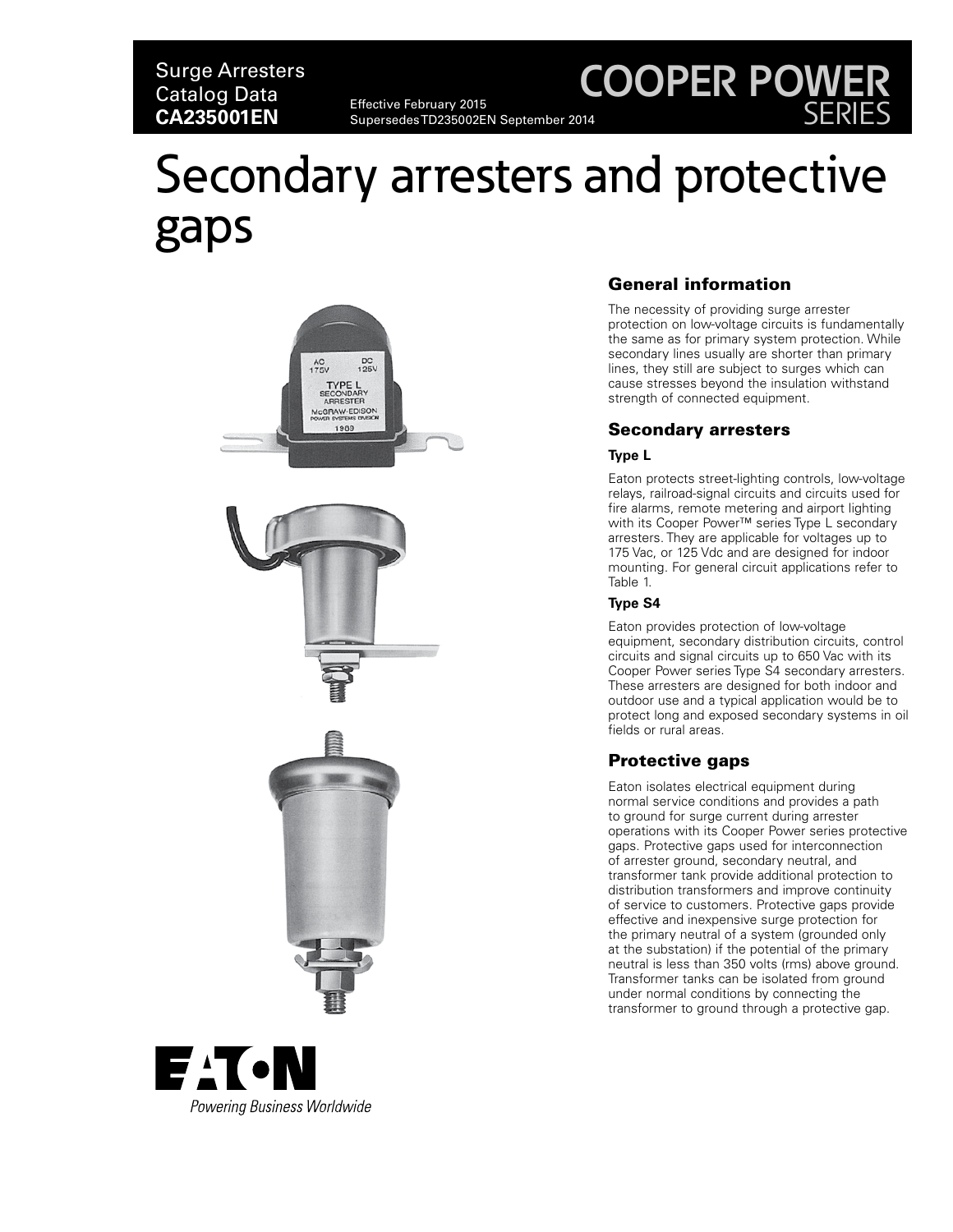Surge Arresters
Catalog Data
**CA235001EN**

Effective February 2015
Supersedes TD235002EN September 2014

COOPER POWER
SERIES

# Secondary arresters and protective gaps

## General information

The necessity of providing surge arrester protection on low-voltage circuits is fundamentally the same as for primary system protection. While secondary lines usually are shorter than primary lines, they still are subject to surges which can cause stresses beyond the insulation withstand strength of connected equipment.

## Secondary arresters

### Type L

Eaton protects street-lighting controls, low-voltage relays, railroad-signal circuits and circuits used for fire alarms, remote metering and airport lighting with its Cooper Power™ series Type L secondary arresters. They are applicable for voltages up to 175 Vac, or 125 Vdc and are designed for indoor mounting. For general circuit applications refer to Table 1.

### Type S4

Eaton provides protection of low-voltage equipment, secondary distribution circuits, control circuits and signal circuits up to 650 Vac with its Cooper Power series Type S4 secondary arresters. These arresters are designed for both indoor and outdoor use and a typical application would be to protect long and exposed secondary systems in oil fields or rural areas.

## Protective gaps

Eaton isolates electrical equipment during normal service conditions and provides a path to ground for surge current during arrester operations with its Cooper Power series protective gaps. Protective gaps used for interconnection of arrester ground, secondary neutral, and transformer tank provide additional protection to distribution transformers and improve continuity of service to customers. Protective gaps provide effective and inexpensive surge protection for the primary neutral of a system (grounded only at the substation) if the potential of the primary neutral is less than 350 volts (rms) above ground. Transformer tanks can be isolated from ground under normal conditions by connecting the transformer to ground through a protective gap.

EATON
*Powering Business Worldwide*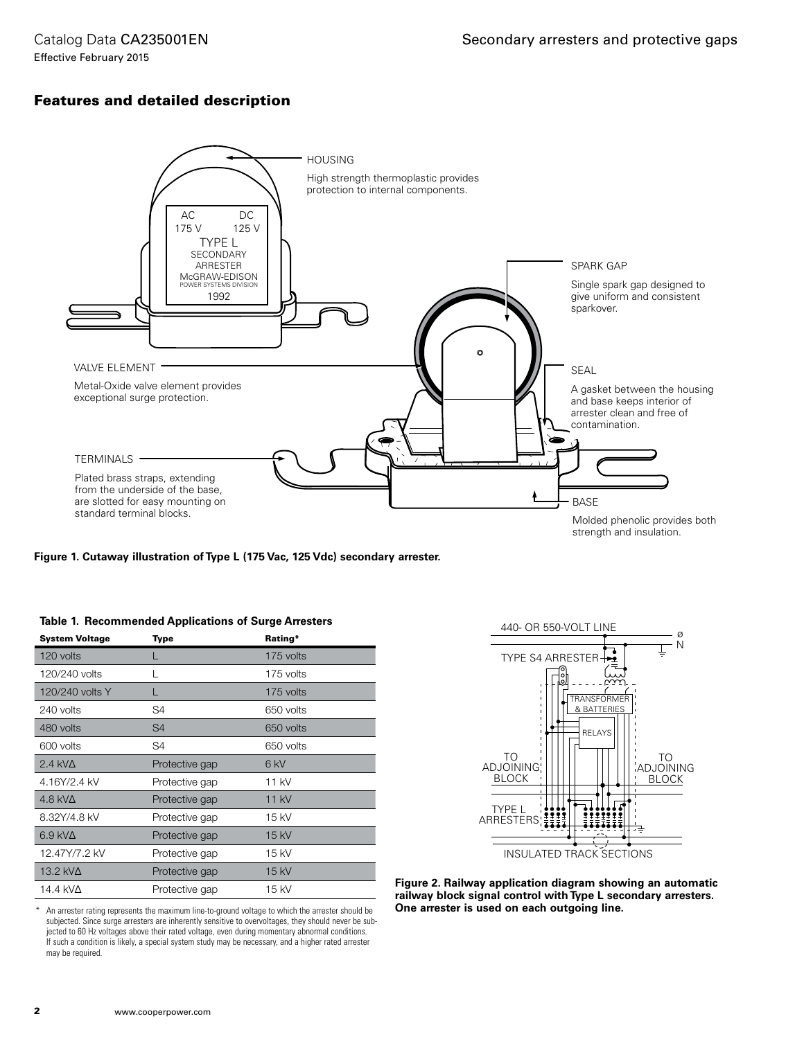## Features and detailed description

HOUSING

High strength thermoplastic provides protection to internal components.

SPARK GAP

Single spark gap designed to give uniform and consistent sparkover.

VALVE ELEMENT

Metal-Oxide valve element provides exceptional surge protection.

SEAL

A gasket between the housing and base keeps interior of arrester clean and free of contamination.

TERMINALS

Plated brass straps, extending from the underside of the base, are slotted for easy mounting on standard terminal blocks.

BASE

Molded phenolic provides both strength and insulation.

**Figure 1. Cutaway illustration of Type L (175 Vac, 125 Vdc) secondary arrester.**

**Table 1. Recommended Applications of Surge Arresters**

| System Voltage | Type | Rating* |
|---|---|---|
| 120 volts | L | 175 volts |
| 120/240 volts | L | 175 volts |
| 120/240 volts Y | L | 175 volts |
| 240 volts | S4 | 650 volts |
| 480 volts | S4 | 650 volts |
| 600 volts | S4 | 650 volts |
| 2.4 kVΔ | Protective gap | 6 kV |
| 4.16Y/2.4 kV | Protective gap | 11 kV |
| 4.8 kVΔ | Protective gap | 11 kV |
| 8.32Y/4.8 kV | Protective gap | 15 kV |
| 6.9 kVΔ | Protective gap | 15 kV |
| 12.47Y/7.2 kV | Protective gap | 15 kV |
| 13.2 kVΔ | Protective gap | 15 kV |
| 14.4 kVΔ | Protective gap | 15 kV |

* An arrester rating represents the maximum line-to-ground voltage to which the arrester should be subjected. Since surge arresters are inherently sensitive to overvoltages, they should never be subjected to 60 Hz voltages above their rated voltage, even during momentary abnormal conditions. If such a condition is likely, a special system study may be necessary, and a higher rated arrester may be required.

**Figure 2. Railway application diagram showing an automatic railway block signal control with Type L secondary arresters. One arrester is used on each outgoing line.**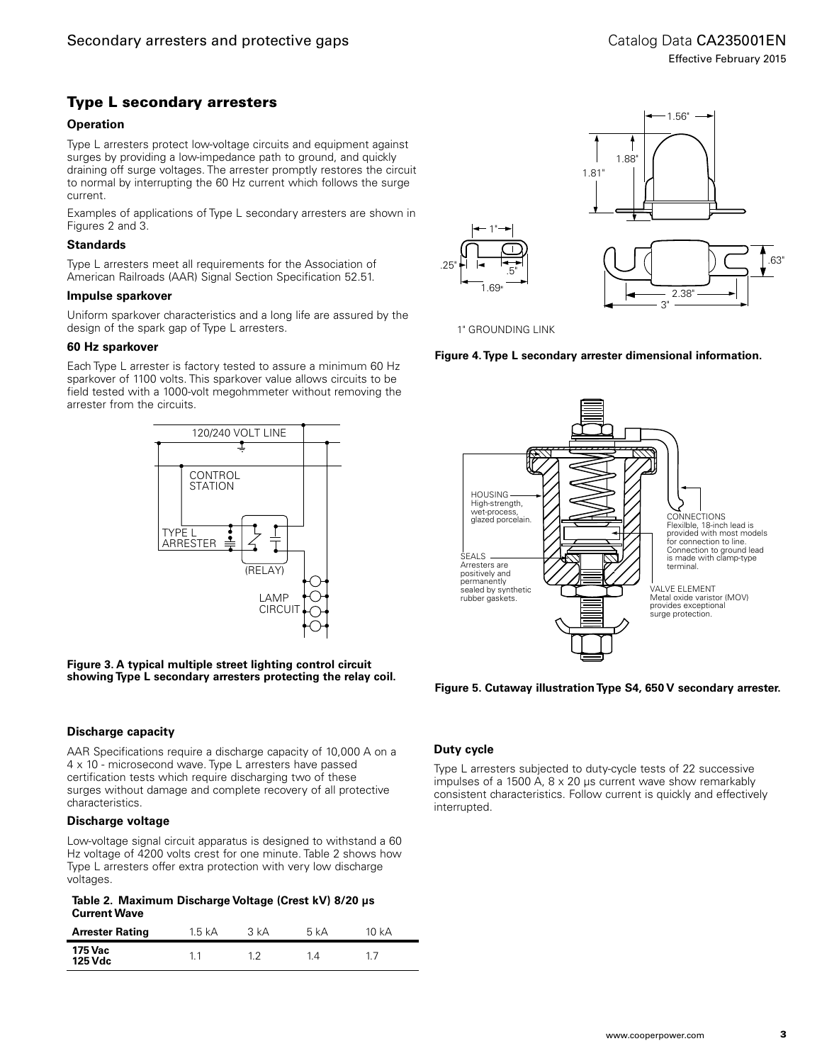## Type L secondary arresters

### Operation

Type L arresters protect low-voltage circuits and equipment against surges by providing a low-impedance path to ground, and quickly draining off surge voltages. The arrester promptly restores the circuit to normal by interrupting the 60 Hz current which follows the surge current.

Examples of applications of Type L secondary arresters are shown in Figures 2 and 3.

### Standards

Type L arresters meet all requirements for the Association of American Railroads (AAR) Signal Section Specification 52.51.

### Impulse sparkover

Uniform sparkover characteristics and a long life are assured by the design of the spark gap of Type L arresters.

### 60 Hz sparkover

Each Type L arrester is factory tested to assure a minimum 60 Hz sparkover of 1100 volts. This sparkover value allows circuits to be field tested with a 1000-volt megohmmeter without removing the arrester from the circuits.

**Figure 3. A typical multiple street lighting control circuit showing Type L secondary arresters protecting the relay coil.**

**Figure 4. Type L secondary arrester dimensional information.**

**Figure 5. Cutaway illustration Type S4, 650 V secondary arrester.**

### Discharge capacity

AAR Specifications require a discharge capacity of 10,000 A on a 4 x 10 - microsecond wave. Type L arresters have passed certification tests which require discharging two of these surges without damage and complete recovery of all protective characteristics.

### Discharge voltage

Low-voltage signal circuit apparatus is designed to withstand a 60 Hz voltage of 4200 volts crest for one minute. Table 2 shows how Type L arresters offer extra protection with very low discharge voltages.

**Table 2. Maximum Discharge Voltage (Crest kV) 8/20 µs Current Wave**

| Arrester Rating | 1.5 kA | 3 kA | 5 kA | 10 kA |
|---|---|---|---|---|
| **175 Vac 125 Vdc** | 1.1 | 1.2 | 1.4 | 1.7 |

### Duty cycle

Type L arresters subjected to duty-cycle tests of 22 successive impulses of a 1500 A, 8 x 20 µs current wave show remarkably consistent characteristics. Follow current is quickly and effectively interrupted.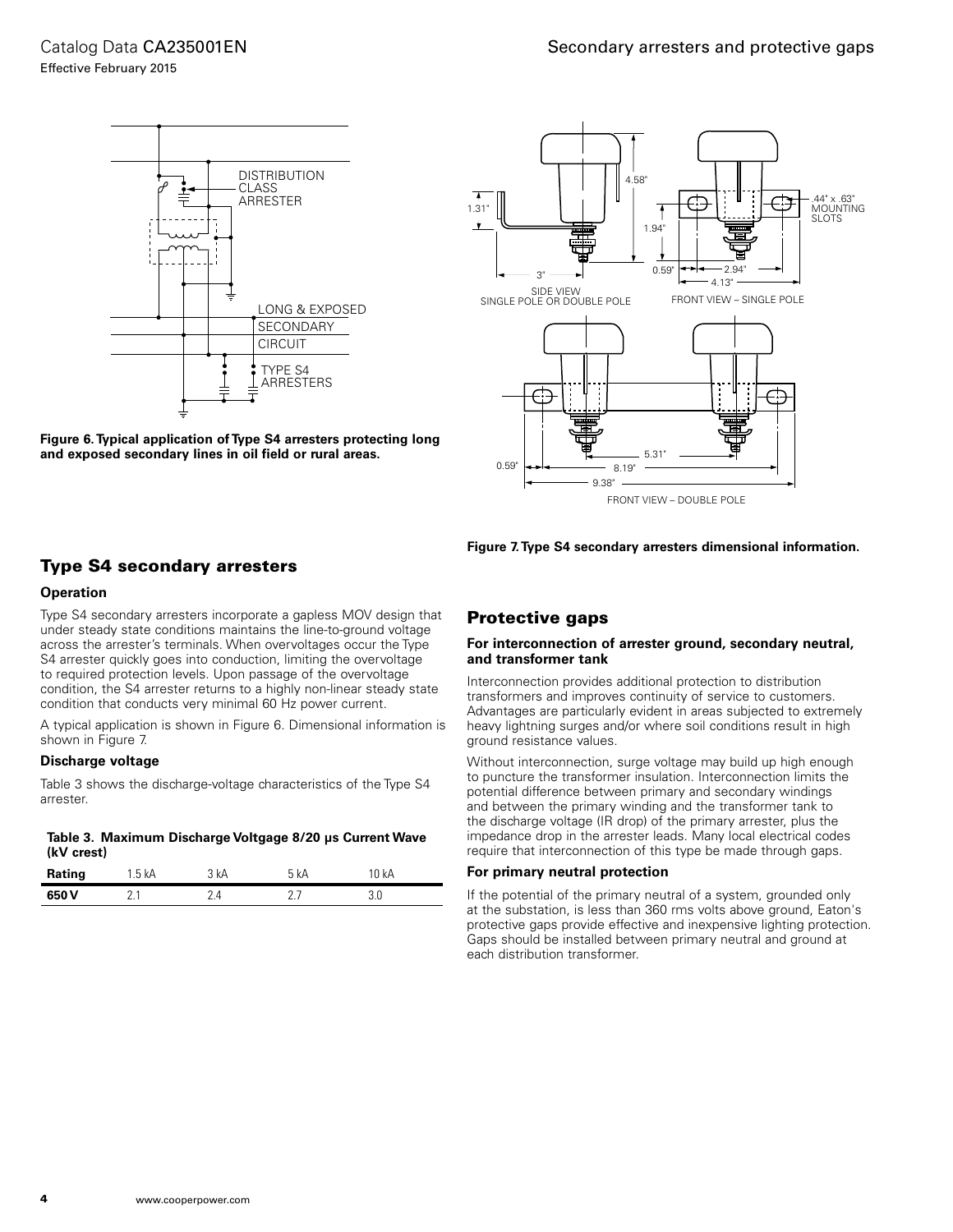Figure 6. Typical application of Type S4 arresters protecting long and exposed secondary lines in oil field or rural areas.

Figure 7. Type S4 secondary arresters dimensional information.

## Type S4 secondary arresters

### Operation

Type S4 secondary arresters incorporate a gapless MOV design that under steady state conditions maintains the line-to-ground voltage across the arrester's terminals. When overvoltages occur the Type S4 arrester quickly goes into conduction, limiting the overvoltage to required protection levels. Upon passage of the overvoltage condition, the S4 arrester returns to a highly non-linear steady state condition that conducts very minimal 60 Hz power current.

A typical application is shown in Figure 6. Dimensional information is shown in Figure 7.

### Discharge voltage

Table 3 shows the discharge-voltage characteristics of the Type S4 arrester.

**Table 3. Maximum Discharge Voltgage 8/20 µs Current Wave (kV crest)**

| Rating | 1.5 kA | 3 kA | 5 kA | 10 kA |
|---|---|---|---|---|
| **650 V** | 2.1 | 2.4 | 2.7 | 3.0 |

## Protective gaps

### For interconnection of arrester ground, secondary neutral, and transformer tank

Interconnection provides additional protection to distribution transformers and improves continuity of service to customers. Advantages are particularly evident in areas subjected to extremely heavy lightning surges and/or where soil conditions result in high ground resistance values.

Without interconnection, surge voltage may build up high enough to puncture the transformer insulation. Interconnection limits the potential difference between primary and secondary windings and between the primary winding and the transformer tank to the discharge voltage (IR drop) of the primary arrester, plus the impedance drop in the arrester leads. Many local electrical codes require that interconnection of this type be made through gaps.

### For primary neutral protection

If the potential of the primary neutral of a system, grounded only at the substation, is less than 360 rms volts above ground, Eaton's protective gaps provide effective and inexpensive lighting protection. Gaps should be installed between primary neutral and ground at each distribution transformer.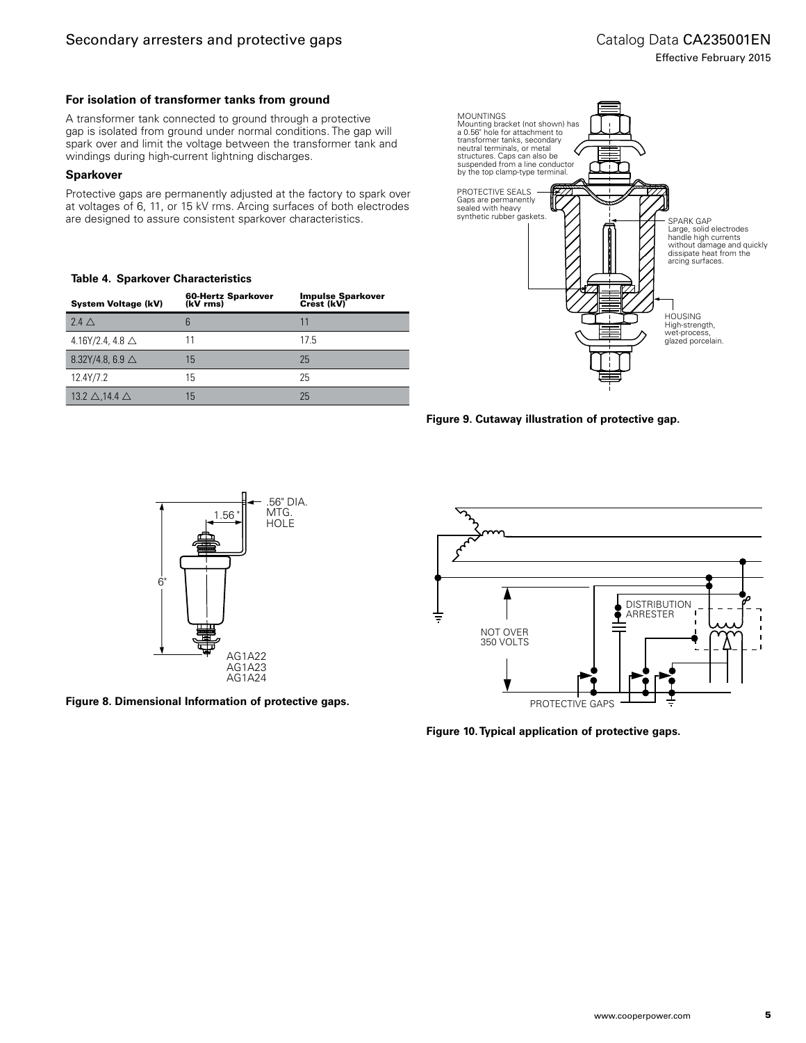### For isolation of transformer tanks from ground

A transformer tank connected to ground through a protective gap is isolated from ground under normal conditions. The gap will spark over and limit the voltage between the transformer tank and windings during high-current lightning discharges.

### Sparkover

Protective gaps are permanently adjusted at the factory to spark over at voltages of 6, 11, or 15 kV rms. Arcing surfaces of both electrodes are designed to assure consistent sparkover characteristics.

**Table 4. Sparkover Characteristics**

| System Voltage (kV) | 60-Hertz Sparkover (kV rms) | Impulse Sparkover Crest (kV) |
| --- | --- | --- |
| 2.4 △ | 6 | 11 |
| 4.16Y/2.4, 4.8 △ | 11 | 17.5 |
| 8.32Y/4.8, 6.9 △ | 15 | 25 |
| 12.4Y/7.2 | 15 | 25 |
| 13.2 △,14.4 △ | 15 | 25 |

MOUNTINGS
Mounting bracket (not shown) has a 0.56" hole for attachment to transformer tanks, secondary neutral terminals, or metal structures. Caps can also be suspended from a line conductor by the top clamp-type terminal.

PROTECTIVE SEALS
Gaps are permanently sealed with heavy synthetic rubber gaskets.

SPARK GAP
Large, solid electrodes handle high currents without damage and quickly dissipate heat from the arcing surfaces.

HOUSING
High-strength, wet-process, glazed porcelain.

**Figure 9. Cutaway illustration of protective gap.**

.56" DIA. MTG. HOLE

1.56"

6"

AG1A22
AG1A23
AG1A24

**Figure 8. Dimensional Information of protective gaps.**

DISTRIBUTION ARRESTER

NOT OVER 350 VOLTS

PROTECTIVE GAPS

**Figure 10. Typical application of protective gaps.**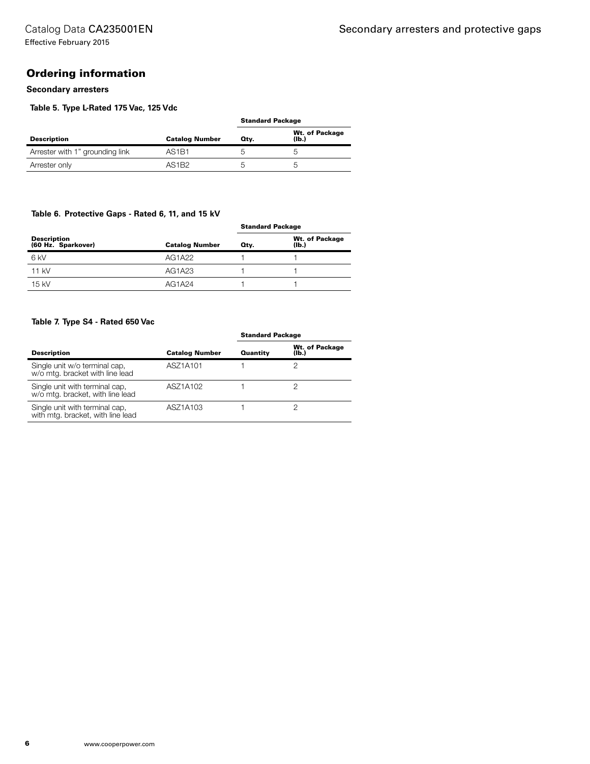## Ordering information

### Secondary arresters

**Table 5. Type L-Rated 175 Vac, 125 Vdc**

| Description | Catalog Number | Standard Package | |
|---|---|---|---|
| | | Qty. | Wt. of Package (lb.) |
| Arrester with 1" grounding link | AS1B1 | 5 | 5 |
| Arrester only | AS1B2 | 5 | 5 |

**Table 6. Protective Gaps - Rated 6, 11, and 15 kV**

| Description (60 Hz. Sparkover) | Catalog Number | Standard Package | |
|---|---|---|---|
| | | Qty. | Wt. of Package (lb.) |
| 6 kV | AG1A22 | 1 | 1 |
| 11 kV | AG1A23 | 1 | 1 |
| 15 kV | AG1A24 | 1 | 1 |

**Table 7. Type S4 - Rated 650 Vac**

| Description | Catalog Number | Standard Package | |
|---|---|---|---|
| | | Quantity | Wt. of Package (lb.) |
| Single unit w/o terminal cap, w/o mtg. bracket with line lead | ASZ1A101 | 1 | 2 |
| Single unit with terminal cap, w/o mtg. bracket, with line lead | ASZ1A102 | 1 | 2 |
| Single unit with terminal cap, with mtg. bracket, with line lead | ASZ1A103 | 1 | 2 |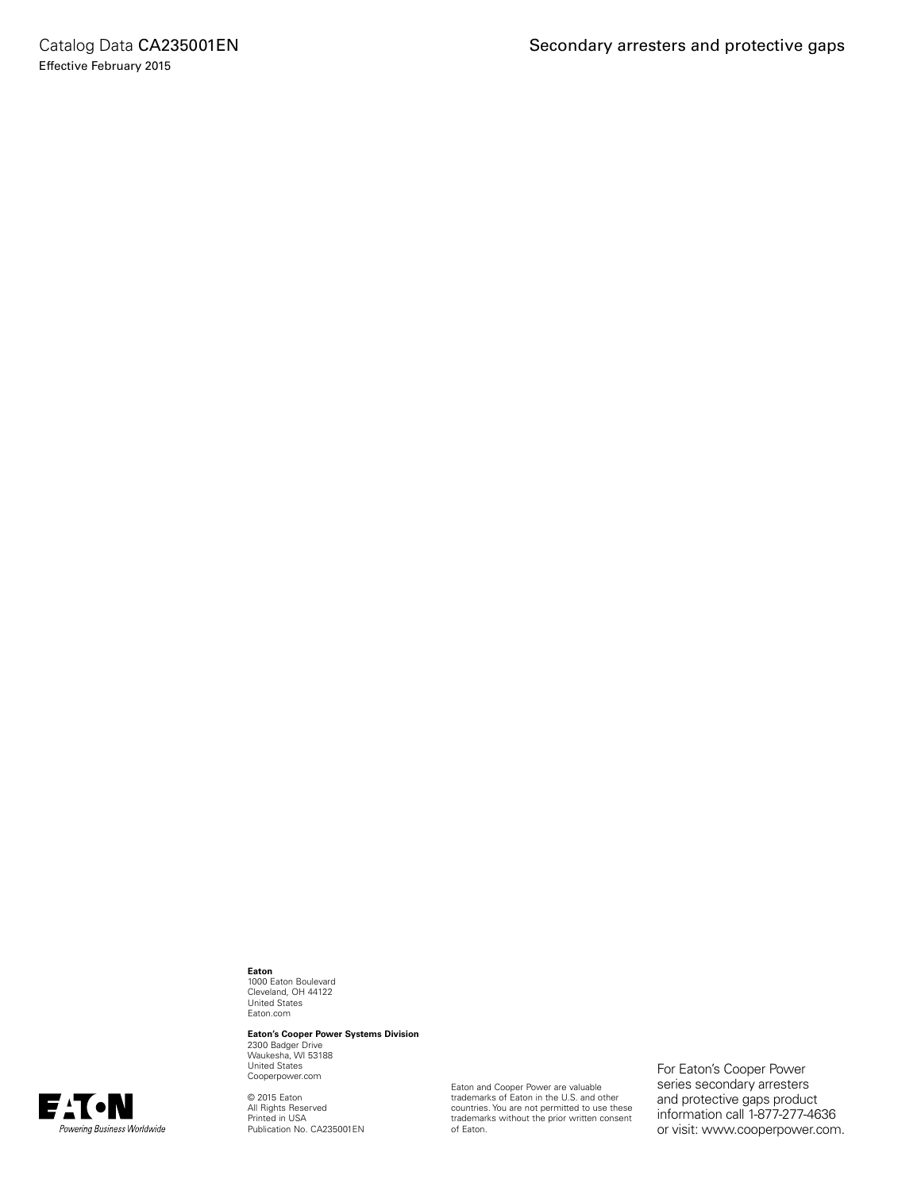**Eaton**
1000 Eaton Boulevard
Cleveland, OH 44122
United States
Eaton.com

**Eaton's Cooper Power Systems Division**
2300 Badger Drive
Waukesha, WI 53188
United States
Cooperpower.com

© 2015 Eaton
All Rights Reserved
Printed in USA
Publication No. CA235001EN

Eaton and Cooper Power are valuable trademarks of Eaton in the U.S. and other countries. You are not permitted to use these trademarks without the prior written consent of Eaton.

For Eaton's Cooper Power series secondary arresters and protective gaps product information call 1-877-277-4636 or visit: www.cooperpower.com.

*Powering Business Worldwide*